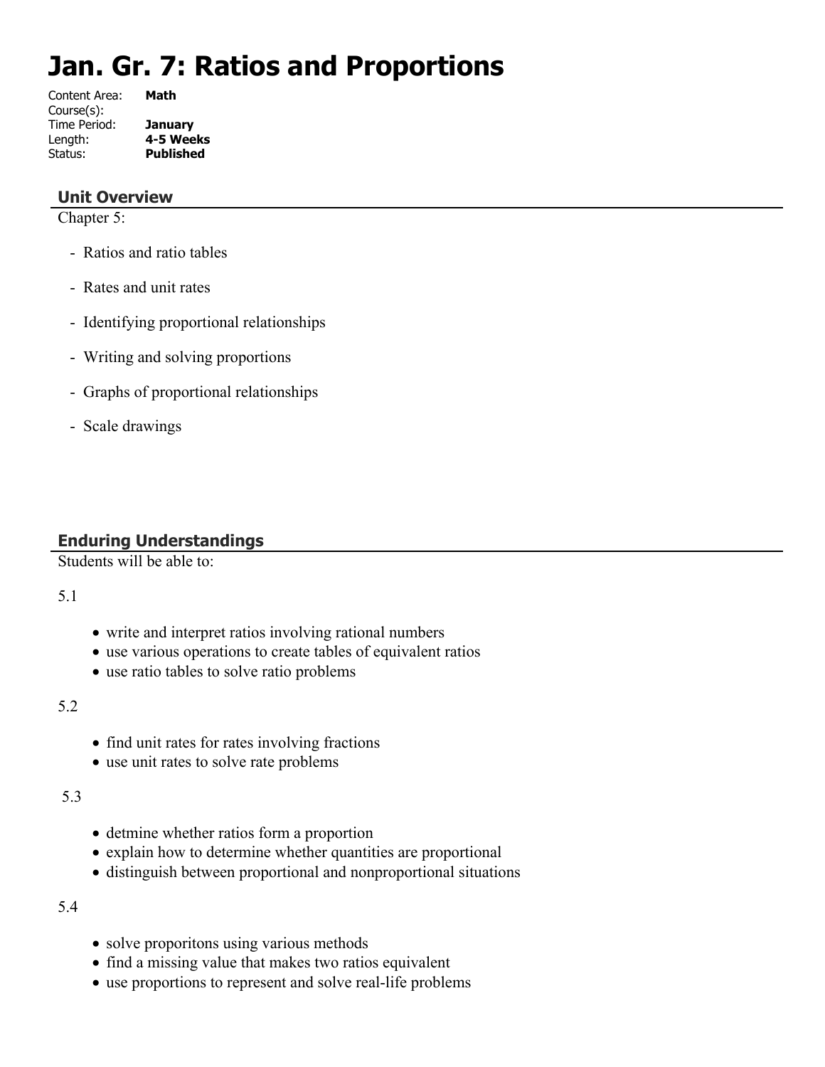# Jan. Gr. 7: Ratios and Proportions

Content Area: **Math**
Course(s):
Time Period: **January**
Length: **4-5 Weeks**
Status: **Published**

## Unit Overview

Chapter 5:

- Ratios and ratio tables
- Rates and unit rates
- Identifying proportional relationships
- Writing and solving proportions
- Graphs of proportional relationships
- Scale drawings

## Enduring Understandings

Students will be able to:

5.1

- write and interpret ratios involving rational numbers
- use various operations to create tables of equivalent ratios
- use ratio tables to solve ratio problems

5.2

- find unit rates for rates involving fractions
- use unit rates to solve rate problems

5.3

- detmine whether ratios form a proportion
- explain how to determine whether quantities are proportional
- distinguish between proportional and nonproportional situations

5.4

- solve proporitons using various methods
- find a missing value that makes two ratios equivalent
- use proportions to represent and solve real-life problems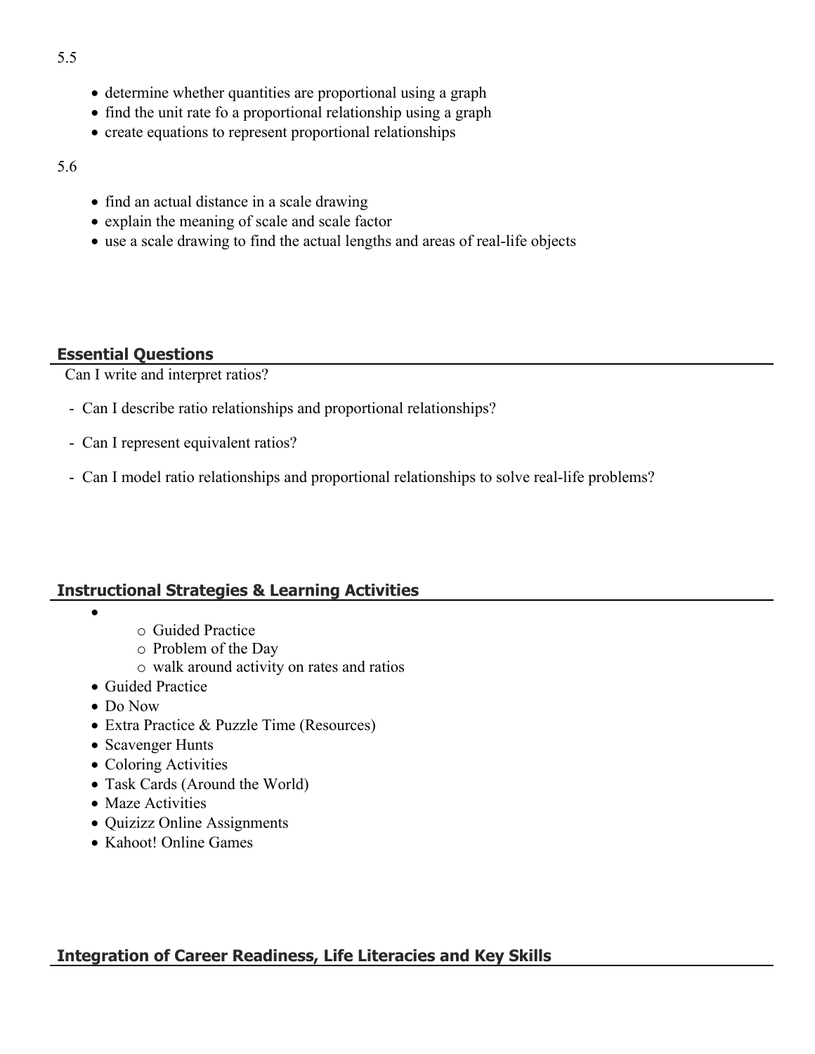5.5

- determine whether quantities are proportional using a graph
- find the unit rate fo a proportional relationship using a graph
- create equations to represent proportional relationships

5.6

- find an actual distance in a scale drawing
- explain the meaning of scale and scale factor
- use a scale drawing to find the actual lengths and areas of real-life objects

## Essential Questions

Can I write and interpret ratios?

- Can I describe ratio relationships and proportional relationships?
- Can I represent equivalent ratios?
- Can I model ratio relationships and proportional relationships to solve real-life problems?

## Instructional Strategies & Learning Activities

- 
    - Guided Practice
    - Problem of the Day
    - walk around activity on rates and ratios
- Guided Practice
- Do Now
- Extra Practice & Puzzle Time (Resources)
- Scavenger Hunts
- Coloring Activities
- Task Cards (Around the World)
- Maze Activities
- Quizizz Online Assignments
- Kahoot! Online Games

## Integration of Career Readiness, Life Literacies and Key Skills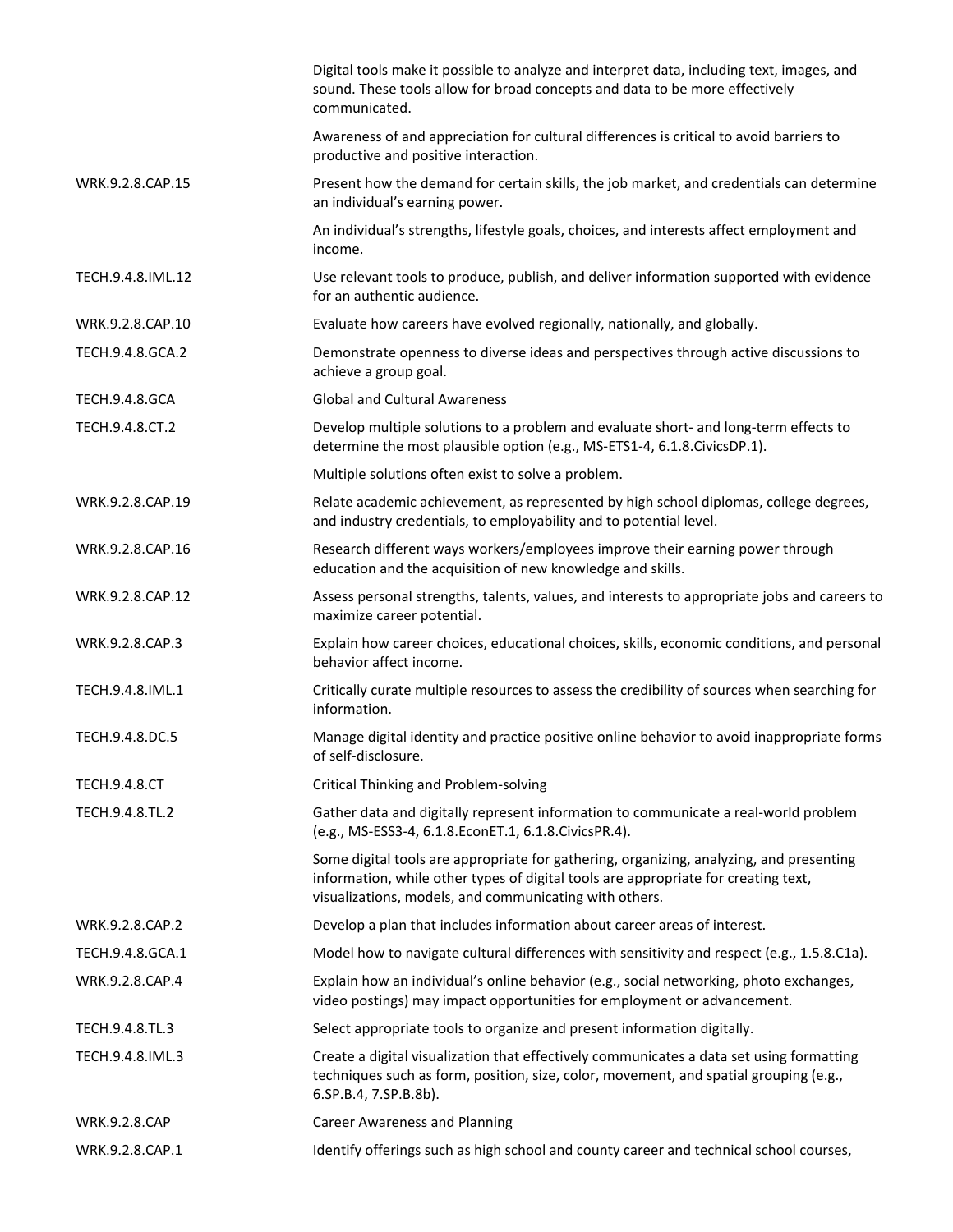| | |
|---|---|
| | Digital tools make it possible to analyze and interpret data, including text, images, and sound. These tools allow for broad concepts and data to be more effectively communicated. |
| | Awareness of and appreciation for cultural differences is critical to avoid barriers to productive and positive interaction. |
| WRK.9.2.8.CAP.15 | Present how the demand for certain skills, the job market, and credentials can determine an individual's earning power. |
| | An individual's strengths, lifestyle goals, choices, and interests affect employment and income. |
| TECH.9.4.8.IML.12 | Use relevant tools to produce, publish, and deliver information supported with evidence for an authentic audience. |
| WRK.9.2.8.CAP.10 | Evaluate how careers have evolved regionally, nationally, and globally. |
| TECH.9.4.8.GCA.2 | Demonstrate openness to diverse ideas and perspectives through active discussions to achieve a group goal. |
| TECH.9.4.8.GCA | Global and Cultural Awareness |
| TECH.9.4.8.CT.2 | Develop multiple solutions to a problem and evaluate short- and long-term effects to determine the most plausible option (e.g., MS-ETS1-4, 6.1.8.CivicsDP.1). |
| | Multiple solutions often exist to solve a problem. |
| WRK.9.2.8.CAP.19 | Relate academic achievement, as represented by high school diplomas, college degrees, and industry credentials, to employability and to potential level. |
| WRK.9.2.8.CAP.16 | Research different ways workers/employees improve their earning power through education and the acquisition of new knowledge and skills. |
| WRK.9.2.8.CAP.12 | Assess personal strengths, talents, values, and interests to appropriate jobs and careers to maximize career potential. |
| WRK.9.2.8.CAP.3 | Explain how career choices, educational choices, skills, economic conditions, and personal behavior affect income. |
| TECH.9.4.8.IML.1 | Critically curate multiple resources to assess the credibility of sources when searching for information. |
| TECH.9.4.8.DC.5 | Manage digital identity and practice positive online behavior to avoid inappropriate forms of self-disclosure. |
| TECH.9.4.8.CT | Critical Thinking and Problem-solving |
| TECH.9.4.8.TL.2 | Gather data and digitally represent information to communicate a real-world problem (e.g., MS-ESS3-4, 6.1.8.EconET.1, 6.1.8.CivicsPR.4). |
| | Some digital tools are appropriate for gathering, organizing, analyzing, and presenting information, while other types of digital tools are appropriate for creating text, visualizations, models, and communicating with others. |
| WRK.9.2.8.CAP.2 | Develop a plan that includes information about career areas of interest. |
| TECH.9.4.8.GCA.1 | Model how to navigate cultural differences with sensitivity and respect (e.g., 1.5.8.C1a). |
| WRK.9.2.8.CAP.4 | Explain how an individual's online behavior (e.g., social networking, photo exchanges, video postings) may impact opportunities for employment or advancement. |
| TECH.9.4.8.TL.3 | Select appropriate tools to organize and present information digitally. |
| TECH.9.4.8.IML.3 | Create a digital visualization that effectively communicates a data set using formatting techniques such as form, position, size, color, movement, and spatial grouping (e.g., 6.SP.B.4, 7.SP.B.8b). |
| WRK.9.2.8.CAP | Career Awareness and Planning |
| WRK.9.2.8.CAP.1 | Identify offerings such as high school and county career and technical school courses, |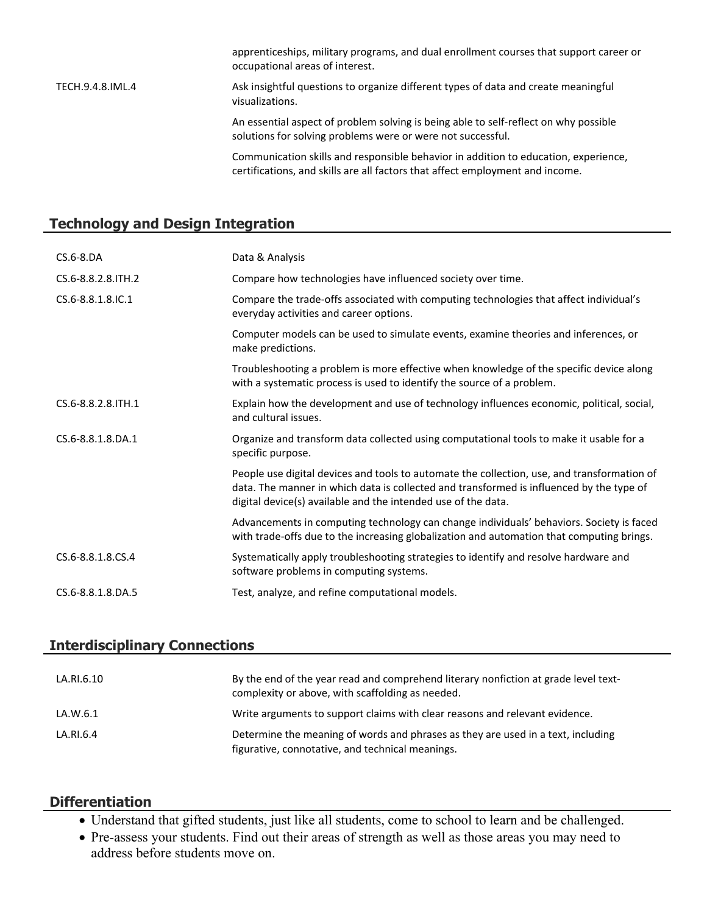| | |
|---|---|
| | apprenticeships, military programs, and dual enrollment courses that support career or occupational areas of interest. |
| TECH.9.4.8.IML.4 | Ask insightful questions to organize different types of data and create meaningful visualizations. |
| | An essential aspect of problem solving is being able to self-reflect on why possible solutions for solving problems were or were not successful. |
| | Communication skills and responsible behavior in addition to education, experience, certifications, and skills are all factors that affect employment and income. |

## Technology and Design Integration

| | |
|---|---|
| CS.6-8.DA | Data & Analysis |
| CS.6-8.8.2.8.ITH.2 | Compare how technologies have influenced society over time. |
| CS.6-8.8.1.8.IC.1 | Compare the trade-offs associated with computing technologies that affect individual's everyday activities and career options. |
| | Computer models can be used to simulate events, examine theories and inferences, or make predictions. |
| | Troubleshooting a problem is more effective when knowledge of the specific device along with a systematic process is used to identify the source of a problem. |
| CS.6-8.8.2.8.ITH.1 | Explain how the development and use of technology influences economic, political, social, and cultural issues. |
| CS.6-8.8.1.8.DA.1 | Organize and transform data collected using computational tools to make it usable for a specific purpose. |
| | People use digital devices and tools to automate the collection, use, and transformation of data. The manner in which data is collected and transformed is influenced by the type of digital device(s) available and the intended use of the data. |
| | Advancements in computing technology can change individuals' behaviors. Society is faced with trade-offs due to the increasing globalization and automation that computing brings. |
| CS.6-8.8.1.8.CS.4 | Systematically apply troubleshooting strategies to identify and resolve hardware and software problems in computing systems. |
| CS.6-8.8.1.8.DA.5 | Test, analyze, and refine computational models. |

## Interdisciplinary Connections

| | |
|---|---|
| LA.RI.6.10 | By the end of the year read and comprehend literary nonfiction at grade level text-complexity or above, with scaffolding as needed. |
| LA.W.6.1 | Write arguments to support claims with clear reasons and relevant evidence. |
| LA.RI.6.4 | Determine the meaning of words and phrases as they are used in a text, including figurative, connotative, and technical meanings. |

## Differentiation

- Understand that gifted students, just like all students, come to school to learn and be challenged.
- Pre-assess your students. Find out their areas of strength as well as those areas you may need to address before students move on.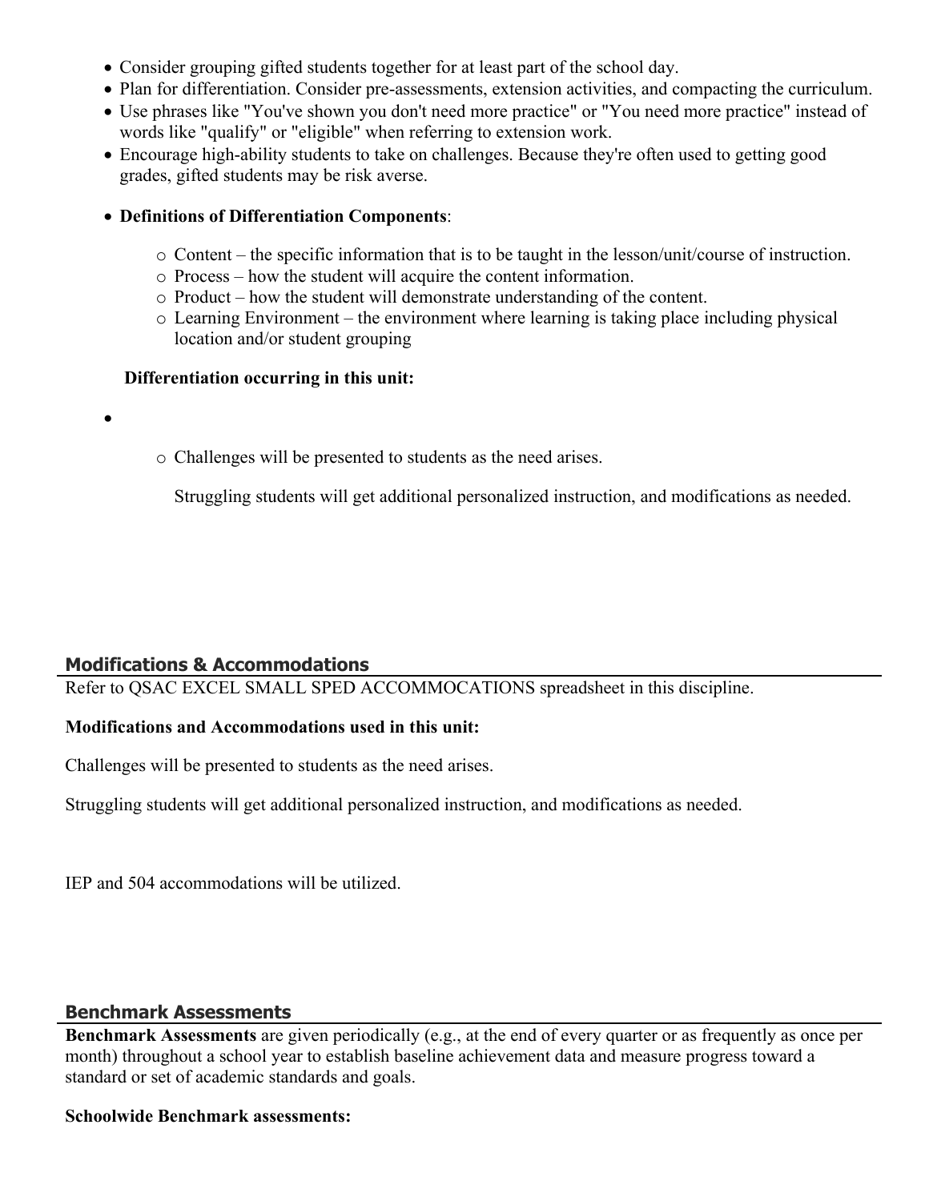- Consider grouping gifted students together for at least part of the school day.
- Plan for differentiation. Consider pre-assessments, extension activities, and compacting the curriculum.
- Use phrases like "You've shown you don't need more practice" or "You need more practice" instead of words like "qualify" or "eligible" when referring to extension work.
- Encourage high-ability students to take on challenges. Because they're often used to getting good grades, gifted students may be risk averse.
- **Definitions of Differentiation Components**:
    - Content – the specific information that is to be taught in the lesson/unit/course of instruction.
    - Process – how the student will acquire the content information.
    - Product – how the student will demonstrate understanding of the content.
    - Learning Environment – the environment where learning is taking place including physical location and/or student grouping

**Differentiation occurring in this unit:**

- 
    - Challenges will be presented to students as the need arises.

      Struggling students will get additional personalized instruction, and modifications as needed.

## Modifications & Accommodations

Refer to QSAC EXCEL SMALL SPED ACCOMMOCATIONS spreadsheet in this discipline.

**Modifications and Accommodations used in this unit:**

Challenges will be presented to students as the need arises.

Struggling students will get additional personalized instruction, and modifications as needed.

IEP and 504 accommodations will be utilized.

## Benchmark Assessments

**Benchmark Assessments** are given periodically (e.g., at the end of every quarter or as frequently as once per month) throughout a school year to establish baseline achievement data and measure progress toward a standard or set of academic standards and goals.

**Schoolwide Benchmark assessments:**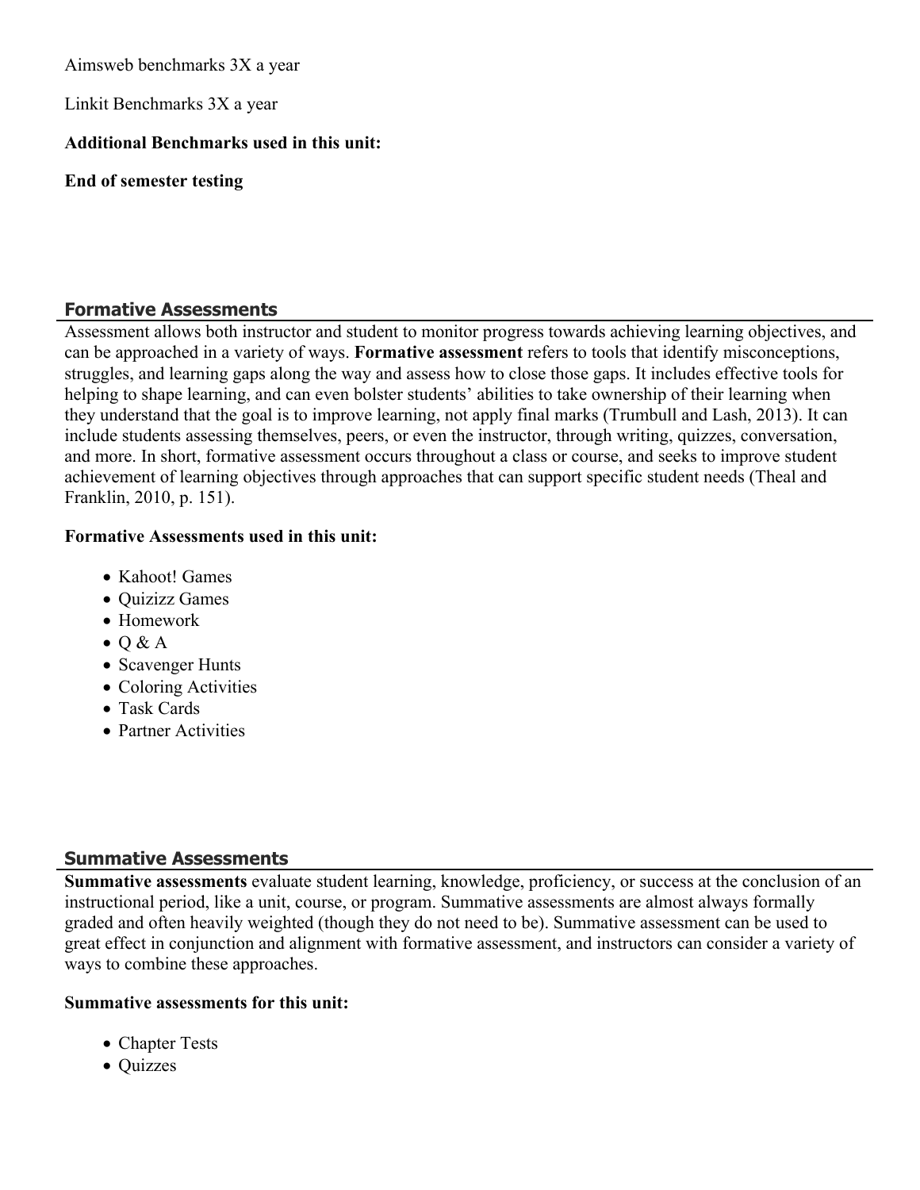Aimsweb benchmarks 3X a year

Linkit Benchmarks 3X a year

**Additional Benchmarks used in this unit:**

**End of semester testing**

## Formative Assessments

Assessment allows both instructor and student to monitor progress towards achieving learning objectives, and can be approached in a variety of ways. **Formative assessment** refers to tools that identify misconceptions, struggles, and learning gaps along the way and assess how to close those gaps. It includes effective tools for helping to shape learning, and can even bolster students' abilities to take ownership of their learning when they understand that the goal is to improve learning, not apply final marks (Trumbull and Lash, 2013). It can include students assessing themselves, peers, or even the instructor, through writing, quizzes, conversation, and more. In short, formative assessment occurs throughout a class or course, and seeks to improve student achievement of learning objectives through approaches that can support specific student needs (Theal and Franklin, 2010, p. 151).

**Formative Assessments used in this unit:**

- Kahoot! Games
- Quizizz Games
- Homework
- Q & A
- Scavenger Hunts
- Coloring Activities
- Task Cards
- Partner Activities

## Summative Assessments

**Summative assessments** evaluate student learning, knowledge, proficiency, or success at the conclusion of an instructional period, like a unit, course, or program. Summative assessments are almost always formally graded and often heavily weighted (though they do not need to be). Summative assessment can be used to great effect in conjunction and alignment with formative assessment, and instructors can consider a variety of ways to combine these approaches.

**Summative assessments for this unit:**

- Chapter Tests
- Quizzes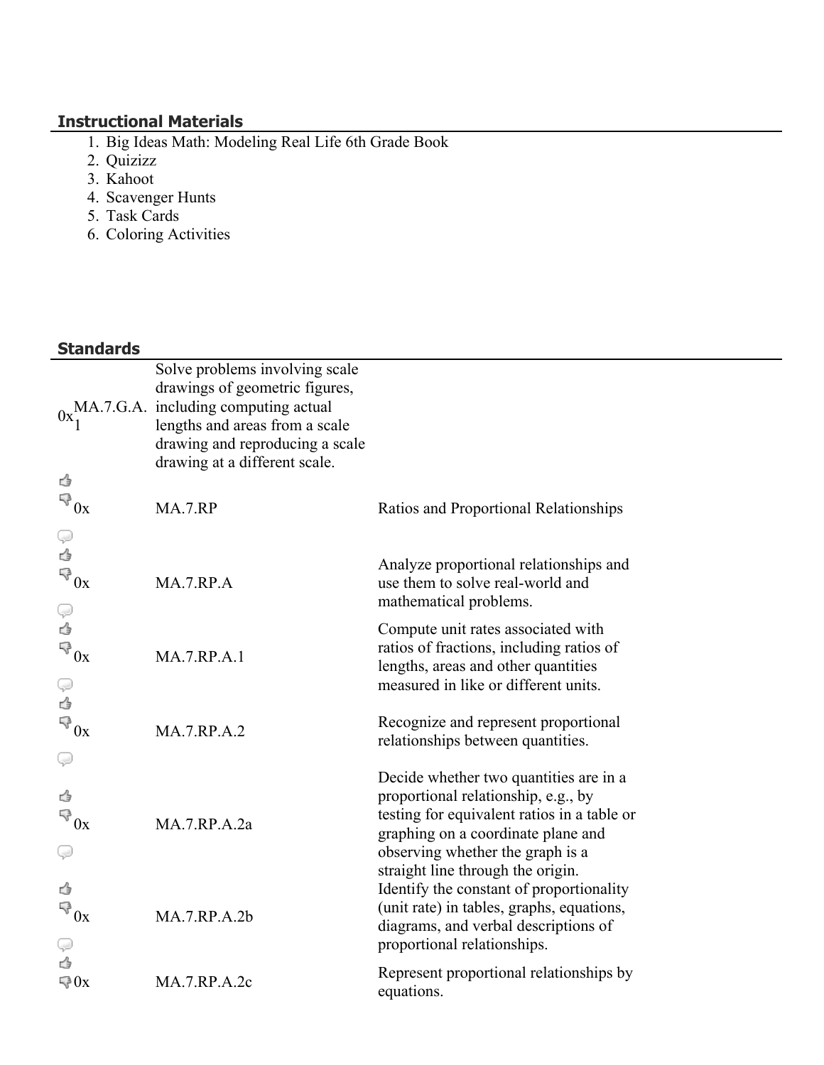### Instructional Materials

1. Big Ideas Math: Modeling Real Life 6th Grade Book
2. Quizizz
3. Kahoot
4. Scavenger Hunts
5. Task Cards
6. Coloring Activities

### Standards

| | | |
|---|---|---|
| 0x | MA.7.G.A.1 | Solve problems involving scale drawings of geometric figures, including computing actual lengths and areas from a scale drawing and reproducing a scale drawing at a different scale. |
| 0x | MA.7.RP | Ratios and Proportional Relationships |
| 0x | MA.7.RP.A | Analyze proportional relationships and use them to solve real-world and mathematical problems. |
| 0x | MA.7.RP.A.1 | Compute unit rates associated with ratios of fractions, including ratios of lengths, areas and other quantities measured in like or different units. |
| 0x | MA.7.RP.A.2 | Recognize and represent proportional relationships between quantities. |
| 0x | MA.7.RP.A.2a | Decide whether two quantities are in a proportional relationship, e.g., by testing for equivalent ratios in a table or graphing on a coordinate plane and observing whether the graph is a straight line through the origin. |
| 0x | MA.7.RP.A.2b | Identify the constant of proportionality (unit rate) in tables, graphs, equations, diagrams, and verbal descriptions of proportional relationships. |
| 0x | MA.7.RP.A.2c | Represent proportional relationships by equations. |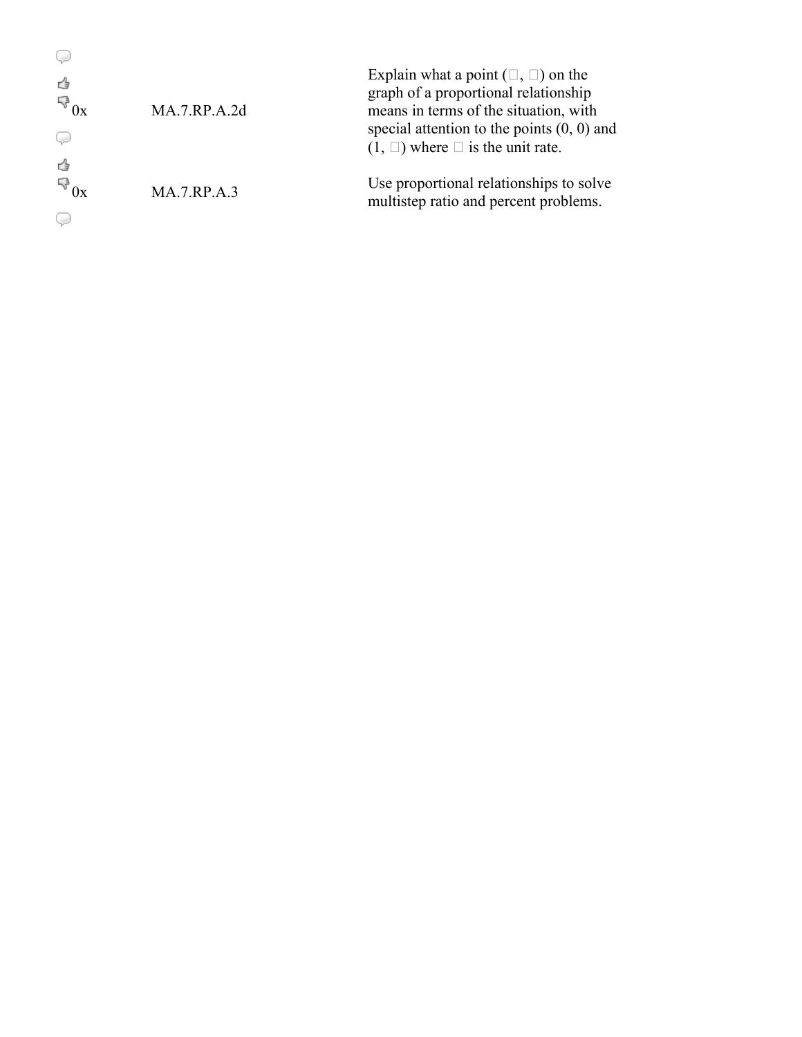| | | |
|---|---|---|
| 0x | MA.7.RP.A.2d | Explain what a point (□, □) on the graph of a proportional relationship means in terms of the situation, with special attention to the points (0, 0) and (1, □) where □ is the unit rate. |
| 0x | MA.7.RP.A.3 | Use proportional relationships to solve multistep ratio and percent problems. |